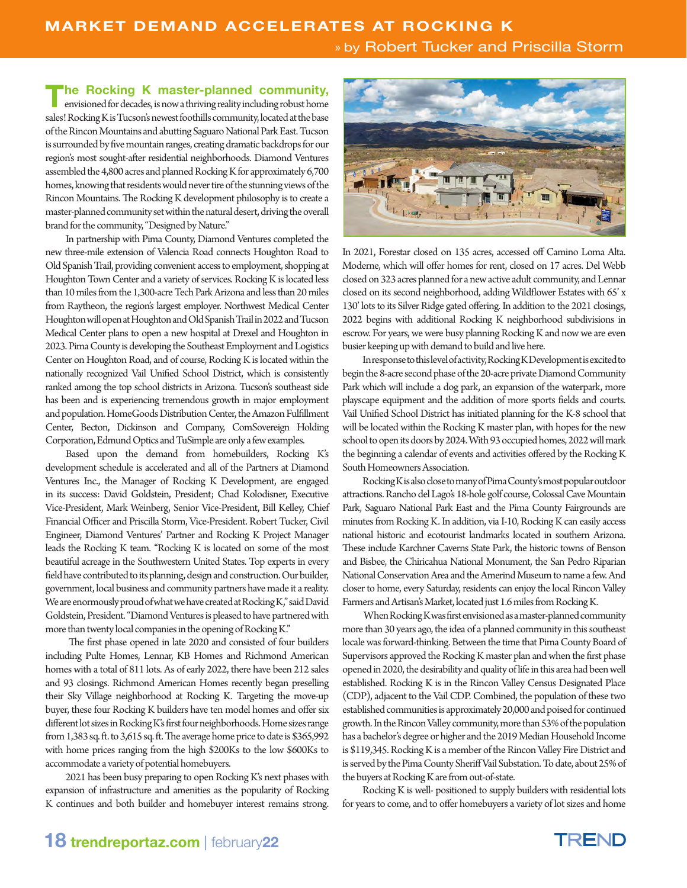# MARKET DEMAND ACCELERATES AT ROCKING K

» by Robert Tucker and Priscilla Storm

**The Rocking K master-planned community,** envisioned for decades, is now a thriving reality including robust home sales! Rocking K is Tucson's newest foothills community, located at the base of the Rincon Mountains and abutting Saguaro National Park East. Tucson is surrounded by five mountain ranges, creating dramatic backdrops for our region's most sought-after residential neighborhoods. Diamond Ventures assembled the 4,800 acres and planned Rocking K for approximately 6,700 homes, knowing that residents would never tire of the stunning views of the Rincon Mountains. The Rocking K development philosophy is to create a master-planned community set within the natural desert, driving the overall brand for the community, "Designed by Nature."

In partnership with Pima County, Diamond Ventures completed the new three-mile extension of Valencia Road connects Houghton Road to Old Spanish Trail, providing convenient access to employment, shopping at Houghton Town Center and a variety of services. Rocking K is located less than 10 miles from the 1,300-acre Tech Park Arizona and less than 20 miles from Raytheon, the region's largest employer. Northwest Medical Center Houghton will open at Houghton and Old Spanish Trail in 2022 and Tucson Medical Center plans to open a new hospital at Drexel and Houghton in 2023. Pima County is developing the Southeast Employment and Logistics Center on Houghton Road, and of course, Rocking K is located within the nationally recognized Vail Unified School District, which is consistently ranked among the top school districts in Arizona. Tucson's southeast side has been and is experiencing tremendous growth in major employment and population. HomeGoods Distribution Center, the Amazon Fulfillment Center, Becton, Dickinson and Company, ComSovereign Holding Corporation, Edmund Optics and TuSimple are only a few examples.

Based upon the demand from homebuilders, Rocking K's development schedule is accelerated and all of the Partners at Diamond Ventures Inc., the Manager of Rocking K Development, are engaged in its success: David Goldstein, President; Chad Kolodisner, Executive Vice-President, Mark Weinberg, Senior Vice-President, Bill Kelley, Chief Financial Officer and Priscilla Storm, Vice-President. Robert Tucker, Civil Engineer, Diamond Ventures' Partner and Rocking K Project Manager leads the Rocking K team. "Rocking K is located on some of the most beautiful acreage in the Southwestern United States. Top experts in every field have contributed to its planning, design and construction. Our builder, government, local business and community partners have made it a reality. We are enormously proud of what we have created at Rocking K," said David Goldstein, President. "Diamond Ventures is pleased to have partnered with more than twenty local companies in the opening of Rocking K."

The first phase opened in late 2020 and consisted of four builders including Pulte Homes, Lennar, KB Homes and Richmond American homes with a total of 811 lots. As of early 2022, there have been 212 sales and 93 closings. Richmond American Homes recently began preselling their Sky Village neighborhood at Rocking K. Targeting the move-up buyer, these four Rocking K builders have ten model homes and offer six different lot sizes in Rocking K's first four neighborhoods. Home sizes range from 1,383 sq. ft. to 3,615 sq. ft. The average home price to date is $365,992 with home prices ranging from the high $200Ks to the low $600Ks to accommodate a variety of potential homebuyers.

2021 has been busy preparing to open Rocking K's next phases with expansion of infrastructure and amenities as the popularity of Rocking K continues and both builder and homebuyer interest remains strong. In 2021, Forestar closed on 135 acres, accessed off Camino Loma Alta. Moderne, which will offer homes for rent, closed on 17 acres. Del Webb closed on 323 acres planned for a new active adult community, and Lennar closed on its second neighborhood, adding Wildflower Estates with 65' x 130' lots to its Silver Ridge gated offering. In addition to the 2021 closings, 2022 begins with additional Rocking K neighborhood subdivisions in escrow. For years, we were busy planning Rocking K and now we are even busier keeping up with demand to build and live here.

In response to this level of activity, Rocking K Development is excited to begin the 8-acre second phase of the 20-acre private Diamond Community Park which will include a dog park, an expansion of the waterpark, more playscape equipment and the addition of more sports fields and courts. Vail Unified School District has initiated planning for the K-8 school that will be located within the Rocking K master plan, with hopes for the new school to open its doors by 2024. With 93 occupied homes, 2022 will mark the beginning a calendar of events and activities offered by the Rocking K South Homeowners Association.

Rocking K is also close to many of Pima County's most popular outdoor attractions. Rancho del Lago's 18-hole golf course, Colossal Cave Mountain Park, Saguaro National Park East and the Pima County Fairgrounds are minutes from Rocking K. In addition, via I-10, Rocking K can easily access national historic and ecotourist landmarks located in southern Arizona. These include Karchner Caverns State Park, the historic towns of Benson and Bisbee, the Chiricahua National Monument, the San Pedro Riparian National Conservation Area and the Amerind Museum to name a few. And closer to home, every Saturday, residents can enjoy the local Rincon Valley Farmers and Artisan's Market, located just 1.6 miles from Rocking K.

When Rocking K was first envisioned as a master-planned community more than 30 years ago, the idea of a planned community in this southeast locale was forward-thinking. Between the time that Pima County Board of Supervisors approved the Rocking K master plan and when the first phase opened in 2020, the desirability and quality of life in this area had been well established. Rocking K is in the Rincon Valley Census Designated Place (CDP), adjacent to the Vail CDP. Combined, the population of these two established communities is approximately 20,000 and poised for continued growth. In the Rincon Valley community, more than 53% of the population has a bachelor's degree or higher and the 2019 Median Household Income is $119,345. Rocking K is a member of the Rincon Valley Fire District and is served by the Pima County Sheriff Vail Substation. To date, about 25% of the buyers at Rocking K are from out-of-state.

Rocking K is well- positioned to supply builders with residential lots for years to come, and to offer homebuyers a variety of lot sizes and home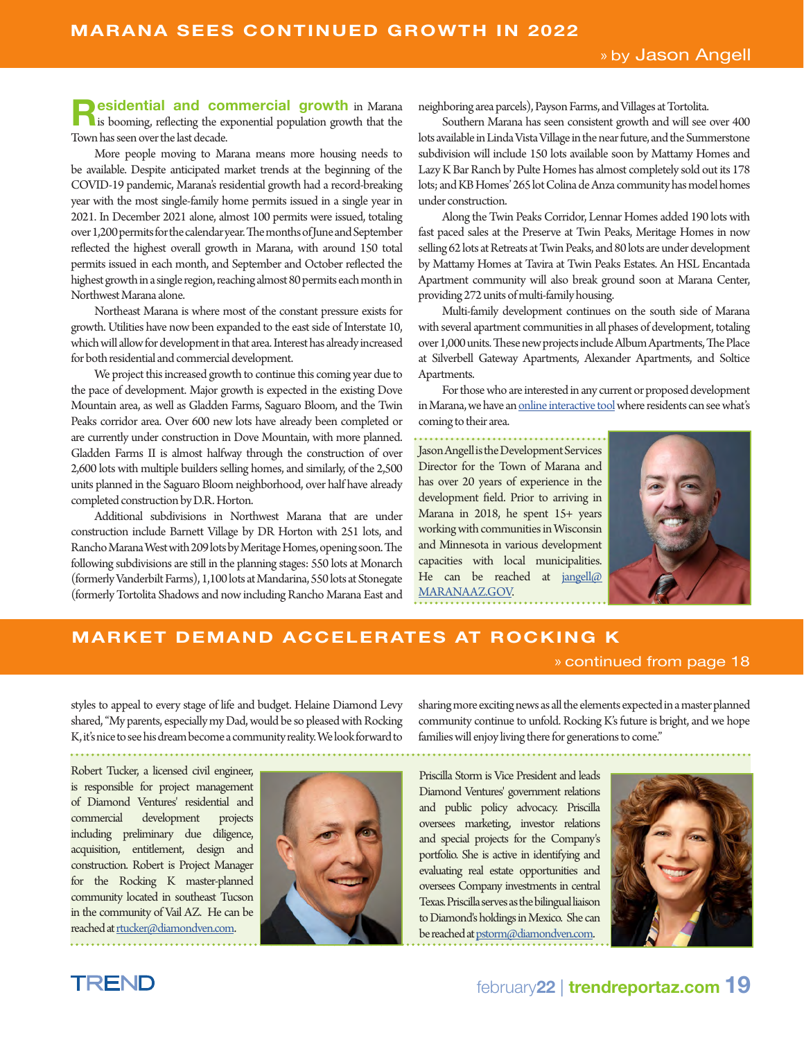# MARANA SEES CONTINUED GROWTH IN 2022

» by Jason Angell

**Residential and commercial growth** in Marana is booming, reflecting the exponential population growth that the Town has seen over the last decade.

More people moving to Marana means more housing needs to be available. Despite anticipated market trends at the beginning of the COVID-19 pandemic, Marana's residential growth had a record-breaking year with the most single-family home permits issued in a single year in 2021. In December 2021 alone, almost 100 permits were issued, totaling over 1,200 permits for the calendar year. The months of June and September reflected the highest overall growth in Marana, with around 150 total permits issued in each month, and September and October reflected the highest growth in a single region, reaching almost 80 permits each month in Northwest Marana alone.

Northeast Marana is where most of the constant pressure exists for growth. Utilities have now been expanded to the east side of Interstate 10, which will allow for development in that area. Interest has already increased for both residential and commercial development.

We project this increased growth to continue this coming year due to the pace of development. Major growth is expected in the existing Dove Mountain area, as well as Gladden Farms, Saguaro Bloom, and the Twin Peaks corridor area. Over 600 new lots have already been completed or are currently under construction in Dove Mountain, with more planned. Gladden Farms II is almost halfway through the construction of over 2,600 lots with multiple builders selling homes, and similarly, of the 2,500 units planned in the Saguaro Bloom neighborhood, over half have already completed construction by D.R. Horton.

Additional subdivisions in Northwest Marana that are under construction include Barnett Village by DR Horton with 251 lots, and Rancho Marana West with 209 lots by Meritage Homes, opening soon. The following subdivisions are still in the planning stages: 550 lots at Monarch (formerly Vanderbilt Farms), 1,100 lots at Mandarina, 550 lots at Stonegate (formerly Tortolita Shadows and now including Rancho Marana East and neighboring area parcels), Payson Farms, and Villages at Tortolita.

Southern Marana has seen consistent growth and will see over 400 lots available in Linda Vista Village in the near future, and the Summerstone subdivision will include 150 lots available soon by Mattamy Homes and Lazy K Bar Ranch by Pulte Homes has almost completely sold out its 178 lots; and KB Homes' 265 lot Colina de Anza community has model homes under construction.

Along the Twin Peaks Corridor, Lennar Homes added 190 lots with fast paced sales at the Preserve at Twin Peaks, Meritage Homes in now selling 62 lots at Retreats at Twin Peaks, and 80 lots are under development by Mattamy Homes at Tavira at Twin Peaks Estates. An HSL Encantada Apartment community will also break ground soon at Marana Center, providing 272 units of multi-family housing.

Multi-family development continues on the south side of Marana with several apartment communities in all phases of development, totaling over 1,000 units. These new projects include Album Apartments, The Place at Silverbell Gateway Apartments, Alexander Apartments, and Soltice Apartments.

For those who are interested in any current or proposed development in Marana, we have an online interactive tool where residents can see what's coming to their area.

Jason Angell is the Development Services Director for the Town of Marana and has over 20 years of experience in the development field. Prior to arriving in Marana in 2018, he spent 15+ years working with communities in Wisconsin and Minnesota in various development capacities with local municipalities. He can be reached at jangell@MARANAAZ.GOV.

# MARKET DEMAND ACCELERATES AT ROCKING K

» continued from page 18

styles to appeal to every stage of life and budget. Helaine Diamond Levy shared, "My parents, especially my Dad, would be so pleased with Rocking K, it's nice to see his dream become a community reality. We look forward to sharing more exciting news as all the elements expected in a master planned community continue to unfold. Rocking K's future is bright, and we hope families will enjoy living there for generations to come."

Robert Tucker, a licensed civil engineer, is responsible for project management of Diamond Ventures' residential and commercial development projects including preliminary due diligence, acquisition, entitlement, design and construction. Robert is Project Manager for the Rocking K master-planned community located in southeast Tucson in the community of Vail AZ. He can be reached at rtucker@diamondven.com.

Priscilla Storm is Vice President and leads Diamond Ventures' government relations and public policy advocacy. Priscilla oversees marketing, investor relations and special projects for the Company's portfolio. She is active in identifying and evaluating real estate opportunities and oversees Company investments in central Texas. Priscilla serves as the bilingual liaison to Diamond's holdings in Mexico. She can be reached at pstorm@diamondven.com.